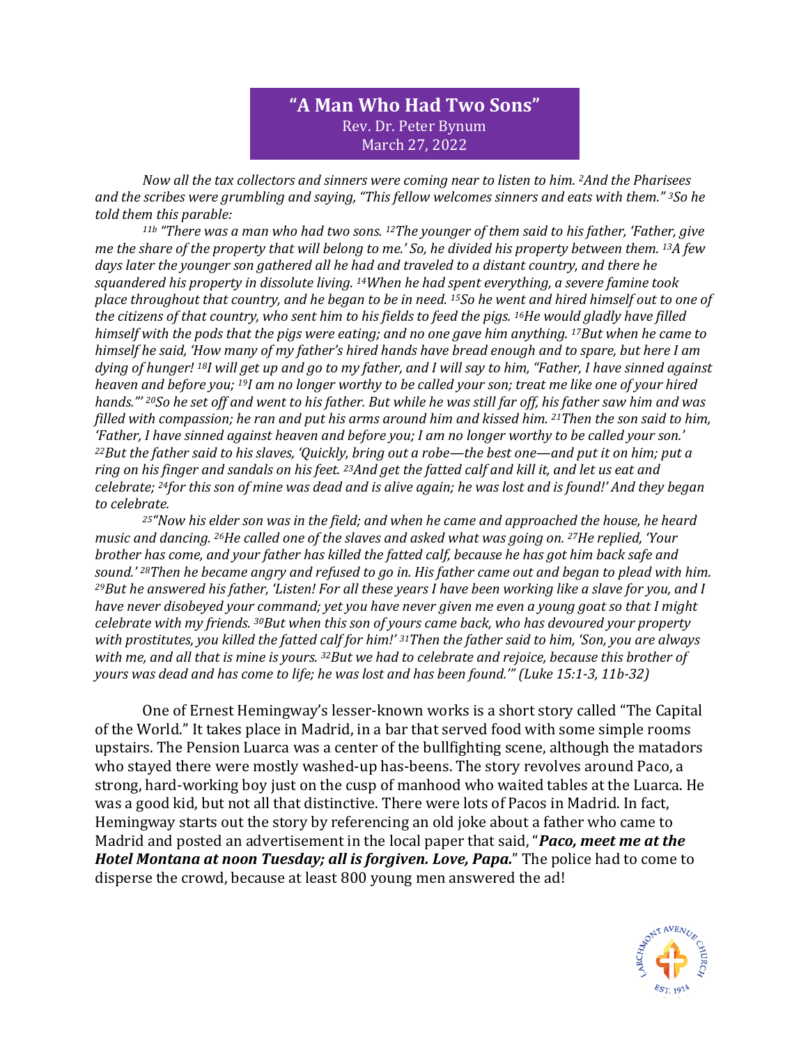# "A Man Who Had Two Sons"

Rev. Dr. Peter Bynum
March 27, 2022

*Now all the tax collectors and sinners were coming near to listen to him. [2]And the Pharisees and the scribes were grumbling and saying, "This fellow welcomes sinners and eats with them." [3]So he told them this parable:*

*[11b] "There was a man who had two sons. [12]The younger of them said to his father, 'Father, give me the share of the property that will belong to me.' So, he divided his property between them. [13]A few days later the younger son gathered all he had and traveled to a distant country, and there he squandered his property in dissolute living. [14]When he had spent everything, a severe famine took place throughout that country, and he began to be in need. [15]So he went and hired himself out to one of the citizens of that country, who sent him to his fields to feed the pigs. [16]He would gladly have filled himself with the pods that the pigs were eating; and no one gave him anything. [17]But when he came to himself he said, 'How many of my father's hired hands have bread enough and to spare, but here I am dying of hunger! [18]I will get up and go to my father, and I will say to him, "Father, I have sinned against heaven and before you; [19]I am no longer worthy to be called your son; treat me like one of your hired hands."' [20]So he set off and went to his father. But while he was still far off, his father saw him and was filled with compassion; he ran and put his arms around him and kissed him. [21]Then the son said to him, 'Father, I have sinned against heaven and before you; I am no longer worthy to be called your son.' [22]But the father said to his slaves, 'Quickly, bring out a robe—the best one—and put it on him; put a ring on his finger and sandals on his feet. [23]And get the fatted calf and kill it, and let us eat and celebrate; [24]for this son of mine was dead and is alive again; he was lost and is found!' And they began to celebrate.*

*[25]"Now his elder son was in the field; and when he came and approached the house, he heard music and dancing. [26]He called one of the slaves and asked what was going on. [27]He replied, 'Your brother has come, and your father has killed the fatted calf, because he has got him back safe and sound.' [28]Then he became angry and refused to go in. His father came out and began to plead with him. [29]But he answered his father, 'Listen! For all these years I have been working like a slave for you, and I have never disobeyed your command; yet you have never given me even a young goat so that I might celebrate with my friends. [30]But when this son of yours came back, who has devoured your property with prostitutes, you killed the fatted calf for him!' [31]Then the father said to him, 'Son, you are always with me, and all that is mine is yours. [32]But we had to celebrate and rejoice, because this brother of yours was dead and has come to life; he was lost and has been found.'" (Luke 15:1-3, 11b-32)*

One of Ernest Hemingway's lesser-known works is a short story called "The Capital of the World." It takes place in Madrid, in a bar that served food with some simple rooms upstairs. The Pension Luarca was a center of the bullfighting scene, although the matadors who stayed there were mostly washed-up has-beens. The story revolves around Paco, a strong, hard-working boy just on the cusp of manhood who waited tables at the Luarca. He was a good kid, but not all that distinctive. There were lots of Pacos in Madrid. In fact, Hemingway starts out the story by referencing an old joke about a father who came to Madrid and posted an advertisement in the local paper that said, "***Paco, meet me at the Hotel Montana at noon Tuesday; all is forgiven. Love, Papa.***" The police had to come to disperse the crowd, because at least 800 young men answered the ad!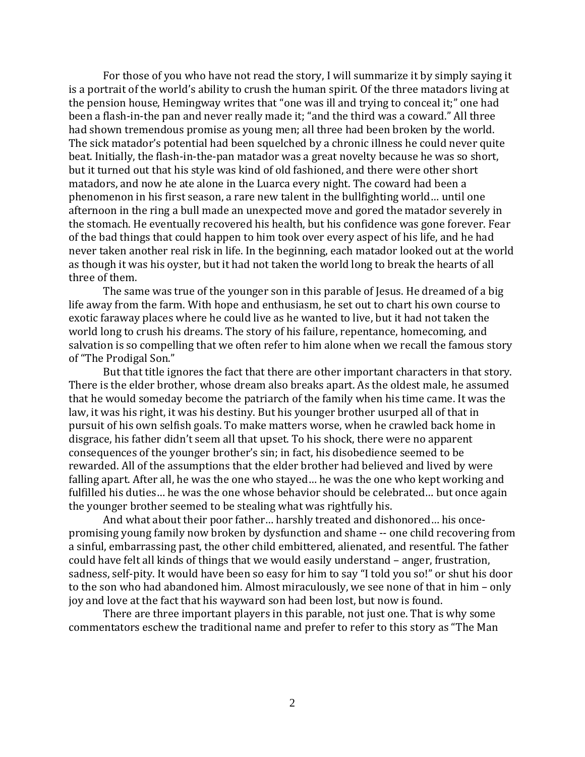For those of you who have not read the story, I will summarize it by simply saying it is a portrait of the world's ability to crush the human spirit. Of the three matadors living at the pension house, Hemingway writes that "one was ill and trying to conceal it;" one had been a flash-in-the pan and never really made it; "and the third was a coward." All three had shown tremendous promise as young men; all three had been broken by the world. The sick matador's potential had been squelched by a chronic illness he could never quite beat. Initially, the flash-in-the-pan matador was a great novelty because he was so short, but it turned out that his style was kind of old fashioned, and there were other short matadors, and now he ate alone in the Luarca every night. The coward had been a phenomenon in his first season, a rare new talent in the bullfighting world… until one afternoon in the ring a bull made an unexpected move and gored the matador severely in the stomach. He eventually recovered his health, but his confidence was gone forever. Fear of the bad things that could happen to him took over every aspect of his life, and he had never taken another real risk in life. In the beginning, each matador looked out at the world as though it was his oyster, but it had not taken the world long to break the hearts of all three of them.

The same was true of the younger son in this parable of Jesus. He dreamed of a big life away from the farm. With hope and enthusiasm, he set out to chart his own course to exotic faraway places where he could live as he wanted to live, but it had not taken the world long to crush his dreams. The story of his failure, repentance, homecoming, and salvation is so compelling that we often refer to him alone when we recall the famous story of "The Prodigal Son."

But that title ignores the fact that there are other important characters in that story. There is the elder brother, whose dream also breaks apart. As the oldest male, he assumed that he would someday become the patriarch of the family when his time came. It was the law, it was his right, it was his destiny. But his younger brother usurped all of that in pursuit of his own selfish goals. To make matters worse, when he crawled back home in disgrace, his father didn't seem all that upset. To his shock, there were no apparent consequences of the younger brother's sin; in fact, his disobedience seemed to be rewarded. All of the assumptions that the elder brother had believed and lived by were falling apart. After all, he was the one who stayed… he was the one who kept working and fulfilled his duties… he was the one whose behavior should be celebrated… but once again the younger brother seemed to be stealing what was rightfully his.

And what about their poor father… harshly treated and dishonored… his once-promising young family now broken by dysfunction and shame -- one child recovering from a sinful, embarrassing past, the other child embittered, alienated, and resentful. The father could have felt all kinds of things that we would easily understand – anger, frustration, sadness, self-pity. It would have been so easy for him to say "I told you so!" or shut his door to the son who had abandoned him. Almost miraculously, we see none of that in him – only joy and love at the fact that his wayward son had been lost, but now is found.

There are three important players in this parable, not just one. That is why some commentators eschew the traditional name and prefer to refer to this story as "The Man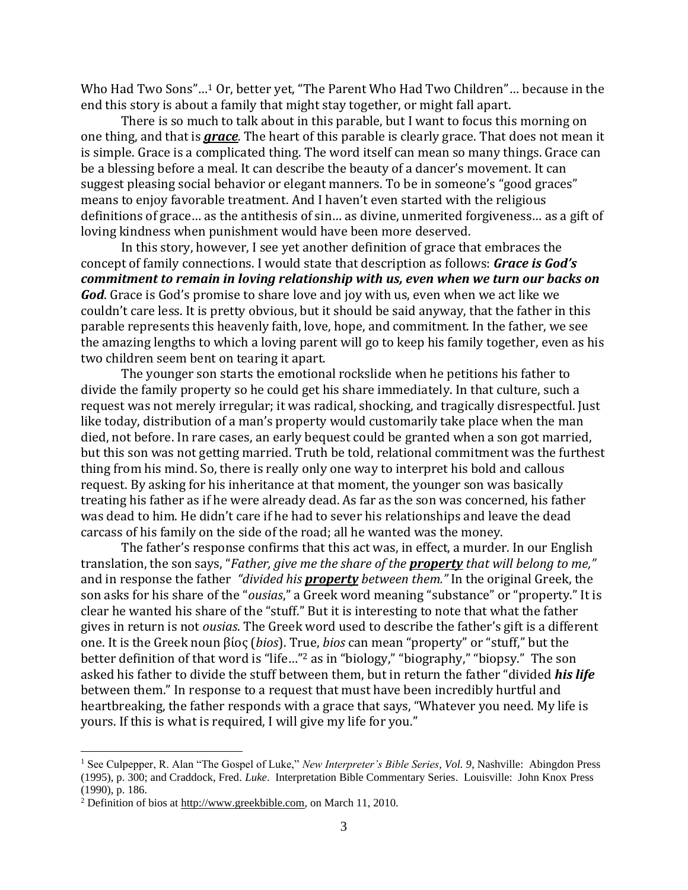Who Had Two Sons"...[1] Or, better yet, "The Parent Who Had Two Children"... because in the end this story is about a family that might stay together, or might fall apart.

There is so much to talk about in this parable, but I want to focus this morning on one thing, and that is ***grace***. The heart of this parable is clearly grace. That does not mean it is simple. Grace is a complicated thing. The word itself can mean so many things. Grace can be a blessing before a meal. It can describe the beauty of a dancer's movement. It can suggest pleasing social behavior or elegant manners. To be in someone's "good graces" means to enjoy favorable treatment. And I haven't even started with the religious definitions of grace... as the antithesis of sin... as divine, unmerited forgiveness... as a gift of loving kindness when punishment would have been more deserved.

In this story, however, I see yet another definition of grace that embraces the concept of family connections. I would state that description as follows: ***Grace is God's commitment to remain in loving relationship with us, even when we turn our backs on God***. Grace is God's promise to share love and joy with us, even when we act like we couldn't care less. It is pretty obvious, but it should be said anyway, that the father in this parable represents this heavenly faith, love, hope, and commitment. In the father, we see the amazing lengths to which a loving parent will go to keep his family together, even as his two children seem bent on tearing it apart.

The younger son starts the emotional rockslide when he petitions his father to divide the family property so he could get his share immediately. In that culture, such a request was not merely irregular; it was radical, shocking, and tragically disrespectful. Just like today, distribution of a man's property would customarily take place when the man died, not before. In rare cases, an early bequest could be granted when a son got married, but this son was not getting married. Truth be told, relational commitment was the furthest thing from his mind. So, there is really only one way to interpret his bold and callous request. By asking for his inheritance at that moment, the younger son was basically treating his father as if he were already dead. As far as the son was concerned, his father was dead to him. He didn't care if he had to sever his relationships and leave the dead carcass of his family on the side of the road; all he wanted was the money.

The father's response confirms that this act was, in effect, a murder. In our English translation, the son says, "*Father, give me the share of the **property** that will belong to me,"* and in response the father *"divided his **property** between them."* In the original Greek, the son asks for his share of the "*ousias*," a Greek word meaning "substance" or "property." It is clear he wanted his share of the "stuff." But it is interesting to note that what the father gives in return is not *ousias*. The Greek word used to describe the father's gift is a different one. It is the Greek noun βίος (*bios*). True, *bios* can mean "property" or "stuff," but the better definition of that word is "life..."[2] as in "biology," "biography," "biopsy." The son asked his father to divide the stuff between them, but in return the father "divided ***his life*** between them." In response to a request that must have been incredibly hurtful and heartbreaking, the father responds with a grace that says, "Whatever you need. My life is yours. If this is what is required, I will give my life for you."

---

[1] See Culpepper, R. Alan "The Gospel of Luke," *New Interpreter's Bible Series, Vol. 9*, Nashville: Abingdon Press (1995), p. 300; and Craddock, Fred. *Luke*. Interpretation Bible Commentary Series. Louisville: John Knox Press (1990), p. 186.

[2] Definition of bios at http://www.greekbible.com, on March 11, 2010.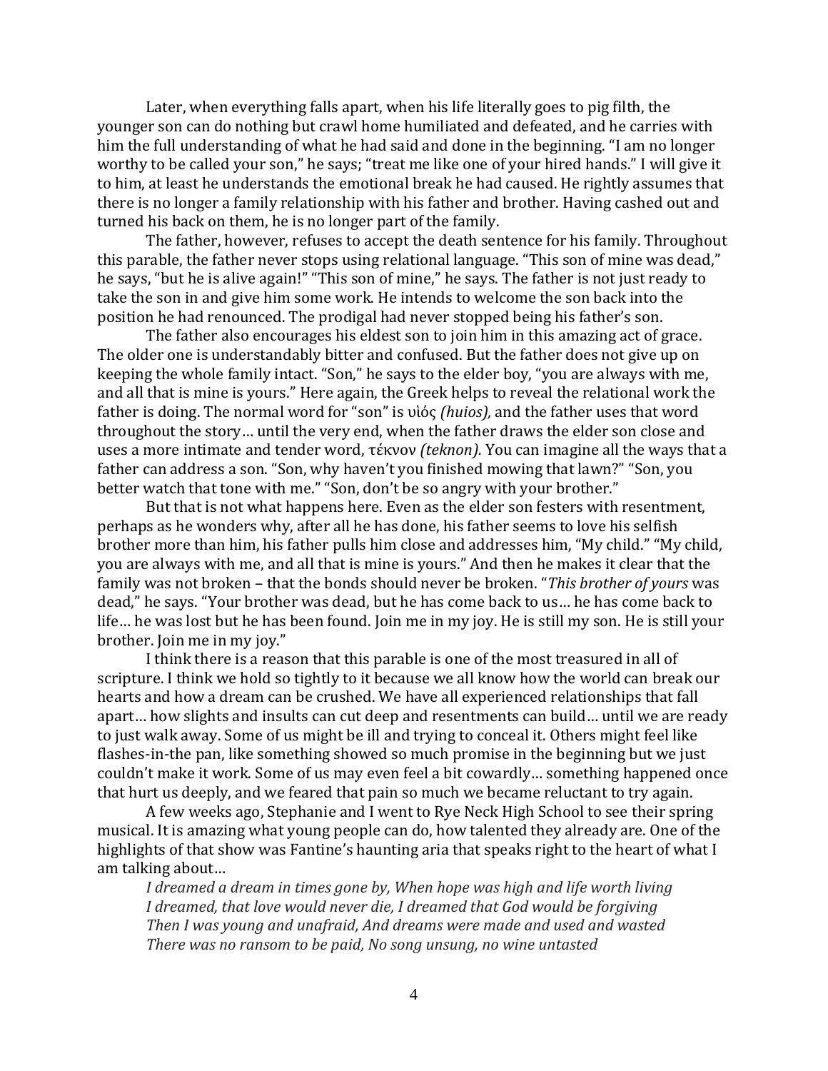Later, when everything falls apart, when his life literally goes to pig filth, the younger son can do nothing but crawl home humiliated and defeated, and he carries with him the full understanding of what he had said and done in the beginning. "I am no longer worthy to be called your son," he says; "treat me like one of your hired hands." I will give it to him, at least he understands the emotional break he had caused. He rightly assumes that there is no longer a family relationship with his father and brother. Having cashed out and turned his back on them, he is no longer part of the family.

The father, however, refuses to accept the death sentence for his family. Throughout this parable, the father never stops using relational language. "This son of mine was dead," he says, "but he is alive again!" "This son of mine," he says. The father is not just ready to take the son in and give him some work. He intends to welcome the son back into the position he had renounced. The prodigal had never stopped being his father's son.

The father also encourages his eldest son to join him in this amazing act of grace. The older one is understandably bitter and confused. But the father does not give up on keeping the whole family intact. "Son," he says to the elder boy, "you are always with me, and all that is mine is yours." Here again, the Greek helps to reveal the relational work the father is doing. The normal word for "son" is υἱός *(huios),* and the father uses that word throughout the story… until the very end, when the father draws the elder son close and uses a more intimate and tender word, τέκνον *(teknon).* You can imagine all the ways that a father can address a son. "Son, why haven't you finished mowing that lawn?" "Son, you better watch that tone with me." "Son, don't be so angry with your brother."

But that is not what happens here. Even as the elder son festers with resentment, perhaps as he wonders why, after all he has done, his father seems to love his selfish brother more than him, his father pulls him close and addresses him, "My child." "My child, you are always with me, and all that is mine is yours." And then he makes it clear that the family was not broken – that the bonds should never be broken. "*This brother of yours* was dead," he says. "Your brother was dead, but he has come back to us… he has come back to life… he was lost but he has been found. Join me in my joy. He is still my son. He is still your brother. Join me in my joy."

I think there is a reason that this parable is one of the most treasured in all of scripture. I think we hold so tightly to it because we all know how the world can break our hearts and how a dream can be crushed. We have all experienced relationships that fall apart… how slights and insults can cut deep and resentments can build… until we are ready to just walk away. Some of us might be ill and trying to conceal it. Others might feel like flashes-in-the pan, like something showed so much promise in the beginning but we just couldn't make it work. Some of us may even feel a bit cowardly… something happened once that hurt us deeply, and we feared that pain so much we became reluctant to try again.

A few weeks ago, Stephanie and I went to Rye Neck High School to see their spring musical. It is amazing what young people can do, how talented they already are. One of the highlights of that show was Fantine's haunting aria that speaks right to the heart of what I am talking about…

*I dreamed a dream in times gone by, When hope was high and life worth living*
*I dreamed, that love would never die, I dreamed that God would be forgiving*
*Then I was young and unafraid, And dreams were made and used and wasted*
*There was no ransom to be paid, No song unsung, no wine untasted*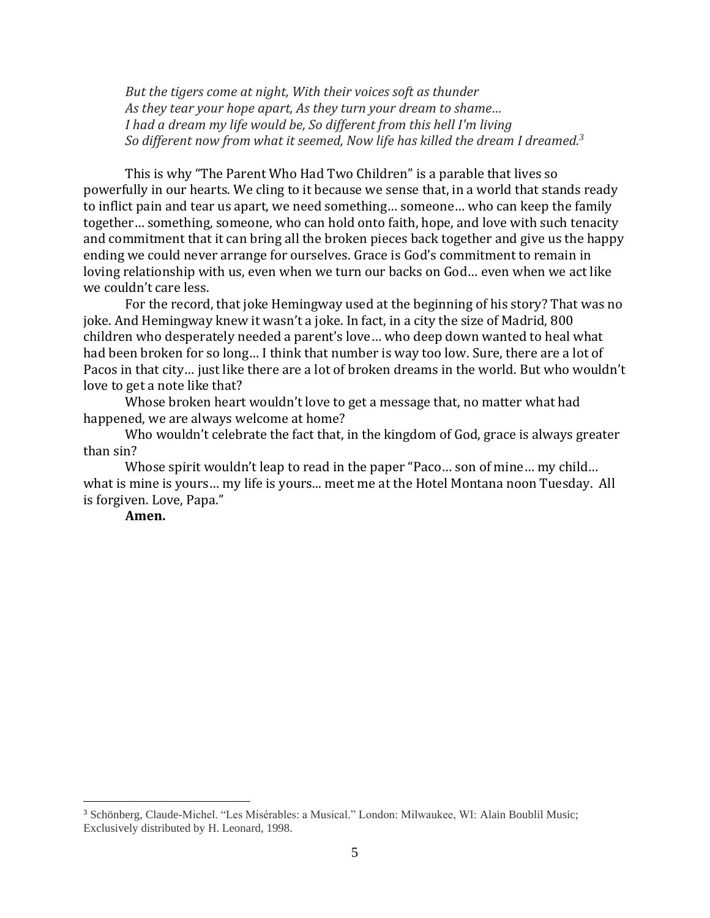*But the tigers come at night, With their voices soft as thunder*
*As they tear your hope apart, As they turn your dream to shame…*
*I had a dream my life would be, So different from this hell I'm living*
*So different now from what it seemed, Now life has killed the dream I dreamed.*[3]

This is why "The Parent Who Had Two Children" is a parable that lives so powerfully in our hearts. We cling to it because we sense that, in a world that stands ready to inflict pain and tear us apart, we need something… someone… who can keep the family together… something, someone, who can hold onto faith, hope, and love with such tenacity and commitment that it can bring all the broken pieces back together and give us the happy ending we could never arrange for ourselves. Grace is God's commitment to remain in loving relationship with us, even when we turn our backs on God… even when we act like we couldn't care less.

For the record, that joke Hemingway used at the beginning of his story? That was no joke. And Hemingway knew it wasn't a joke. In fact, in a city the size of Madrid, 800 children who desperately needed a parent's love… who deep down wanted to heal what had been broken for so long… I think that number is way too low. Sure, there are a lot of Pacos in that city… just like there are a lot of broken dreams in the world. But who wouldn't love to get a note like that?

Whose broken heart wouldn't love to get a message that, no matter what had happened, we are always welcome at home?

Who wouldn't celebrate the fact that, in the kingdom of God, grace is always greater than sin?

Whose spirit wouldn't leap to read in the paper "Paco… son of mine… my child… what is mine is yours… my life is yours... meet me at the Hotel Montana noon Tuesday. All is forgiven. Love, Papa."

**Amen.**

---

[3] Schönberg, Claude-Michel. "Les Misérables: a Musical." London: Milwaukee, WI: Alain Boublil Music; Exclusively distributed by H. Leonard, 1998.